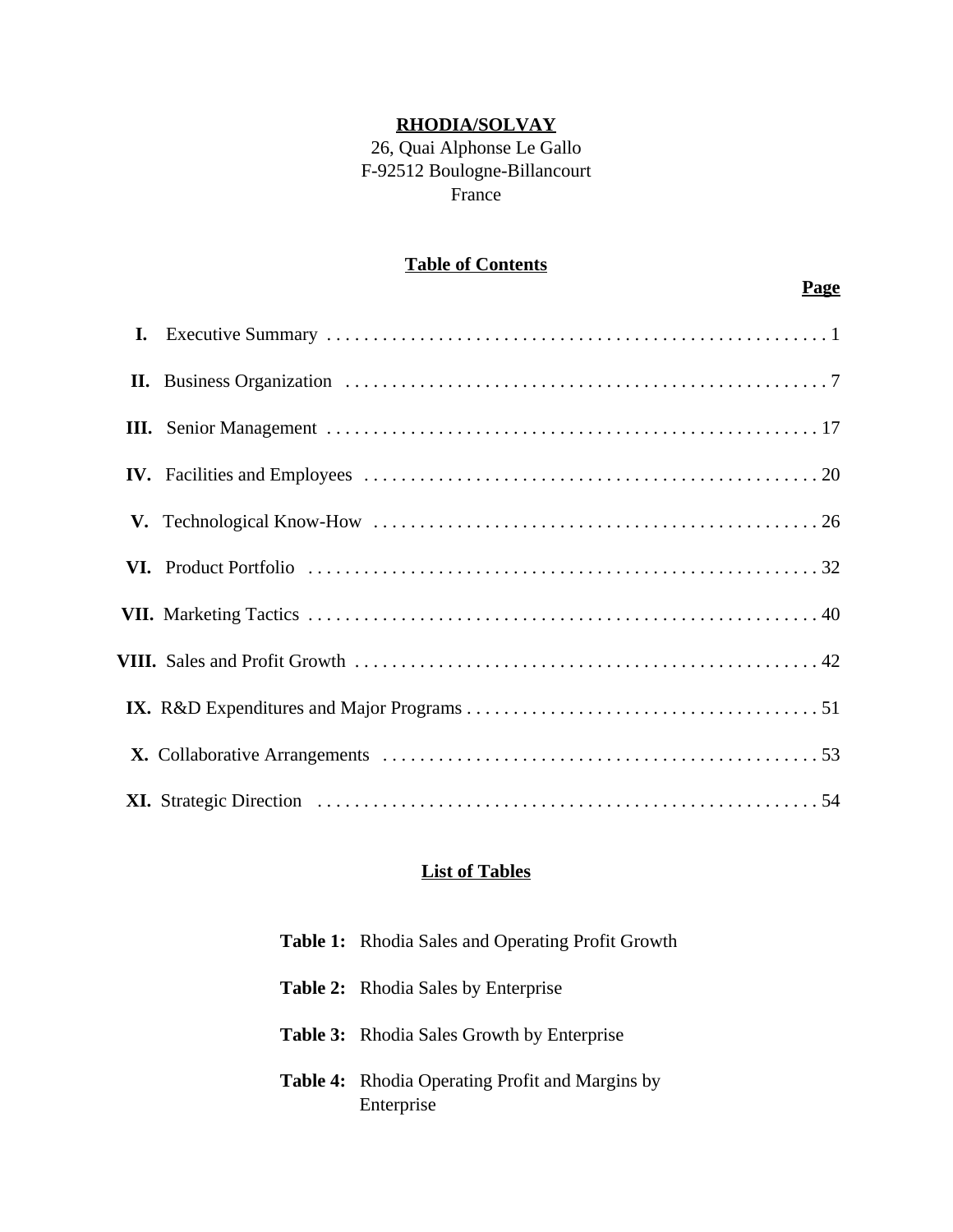**RHODIA/SOLVAY**

26, Quai Alphonse Le Gallo
F-92512 Boulogne-Billancourt
France

## Table of Contents

| | | Page |
|---|---|---|
| **I.** | Executive Summary | 1 |
| **II.** | Business Organization | 7 |
| **III.** | Senior Management | 17 |
| **IV.** | Facilities and Employees | 20 |
| **V.** | Technological Know-How | 26 |
| **VI.** | Product Portfolio | 32 |
| **VII.** | Marketing Tactics | 40 |
| **VIII.** | Sales and Profit Growth | 42 |
| **IX.** | R&D Expenditures and Major Programs | 51 |
| **X.** | Collaborative Arrangements | 53 |
| **XI.** | Strategic Direction | 54 |

## List of Tables

**Table 1:** Rhodia Sales and Operating Profit Growth

**Table 2:** Rhodia Sales by Enterprise

**Table 3:** Rhodia Sales Growth by Enterprise

**Table 4:** Rhodia Operating Profit and Margins by Enterprise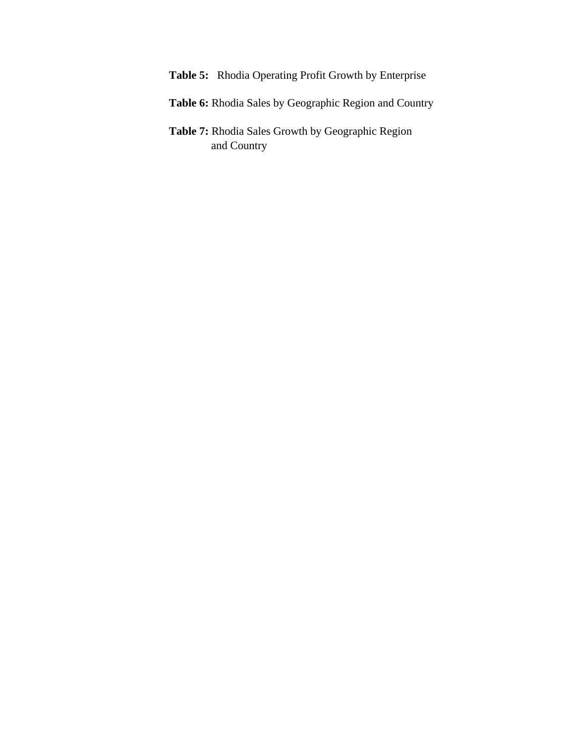**Table 5:** Rhodia Operating Profit Growth by Enterprise

**Table 6:** Rhodia Sales by Geographic Region and Country

**Table 7:** Rhodia Sales Growth by Geographic Region and Country